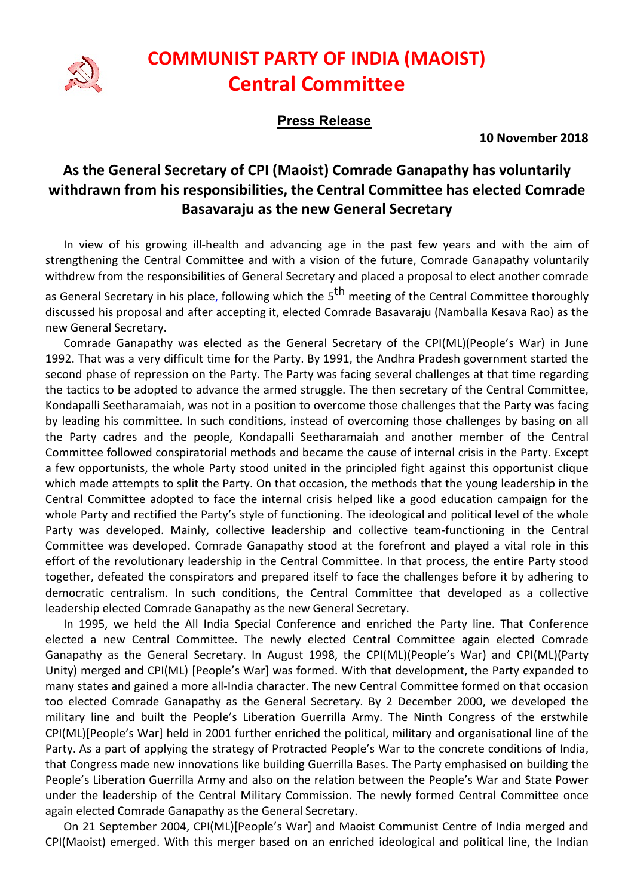# COMMUNIST PARTY OF INDIA (MAOIST)
# Central Committee

**Press Release**

**10 November 2018**

## As the General Secretary of CPI (Maoist) Comrade Ganapathy has voluntarily withdrawn from his responsibilities, the Central Committee has elected Comrade Basavaraju as the new General Secretary

In view of his growing ill-health and advancing age in the past few years and with the aim of strengthening the Central Committee and with a vision of the future, Comrade Ganapathy voluntarily withdrew from the responsibilities of General Secretary and placed a proposal to elect another comrade as General Secretary in his place, following which the 5th meeting of the Central Committee thoroughly discussed his proposal and after accepting it, elected Comrade Basavaraju (Namballa Kesava Rao) as the new General Secretary.

Comrade Ganapathy was elected as the General Secretary of the CPI(ML)(People's War) in June 1992. That was a very difficult time for the Party. By 1991, the Andhra Pradesh government started the second phase of repression on the Party. The Party was facing several challenges at that time regarding the tactics to be adopted to advance the armed struggle. The then secretary of the Central Committee, Kondapalli Seetharamaiah, was not in a position to overcome those challenges that the Party was facing by leading his committee. In such conditions, instead of overcoming those challenges by basing on all the Party cadres and the people, Kondapalli Seetharamaiah and another member of the Central Committee followed conspiratorial methods and became the cause of internal crisis in the Party. Except a few opportunists, the whole Party stood united in the principled fight against this opportunist clique which made attempts to split the Party. On that occasion, the methods that the young leadership in the Central Committee adopted to face the internal crisis helped like a good education campaign for the whole Party and rectified the Party's style of functioning. The ideological and political level of the whole Party was developed. Mainly, collective leadership and collective team-functioning in the Central Committee was developed. Comrade Ganapathy stood at the forefront and played a vital role in this effort of the revolutionary leadership in the Central Committee. In that process, the entire Party stood together, defeated the conspirators and prepared itself to face the challenges before it by adhering to democratic centralism. In such conditions, the Central Committee that developed as a collective leadership elected Comrade Ganapathy as the new General Secretary.

In 1995, we held the All India Special Conference and enriched the Party line. That Conference elected a new Central Committee. The newly elected Central Committee again elected Comrade Ganapathy as the General Secretary. In August 1998, the CPI(ML)(People's War) and CPI(ML)(Party Unity) merged and CPI(ML) [People's War] was formed. With that development, the Party expanded to many states and gained a more all-India character. The new Central Committee formed on that occasion too elected Comrade Ganapathy as the General Secretary. By 2 December 2000, we developed the military line and built the People's Liberation Guerrilla Army. The Ninth Congress of the erstwhile CPI(ML)[People's War] held in 2001 further enriched the political, military and organisational line of the Party. As a part of applying the strategy of Protracted People's War to the concrete conditions of India, that Congress made new innovations like building Guerrilla Bases. The Party emphasised on building the People's Liberation Guerrilla Army and also on the relation between the People's War and State Power under the leadership of the Central Military Commission. The newly formed Central Committee once again elected Comrade Ganapathy as the General Secretary.

On 21 September 2004, CPI(ML)[People's War] and Maoist Communist Centre of India merged and CPI(Maoist) emerged. With this merger based on an enriched ideological and political line, the Indian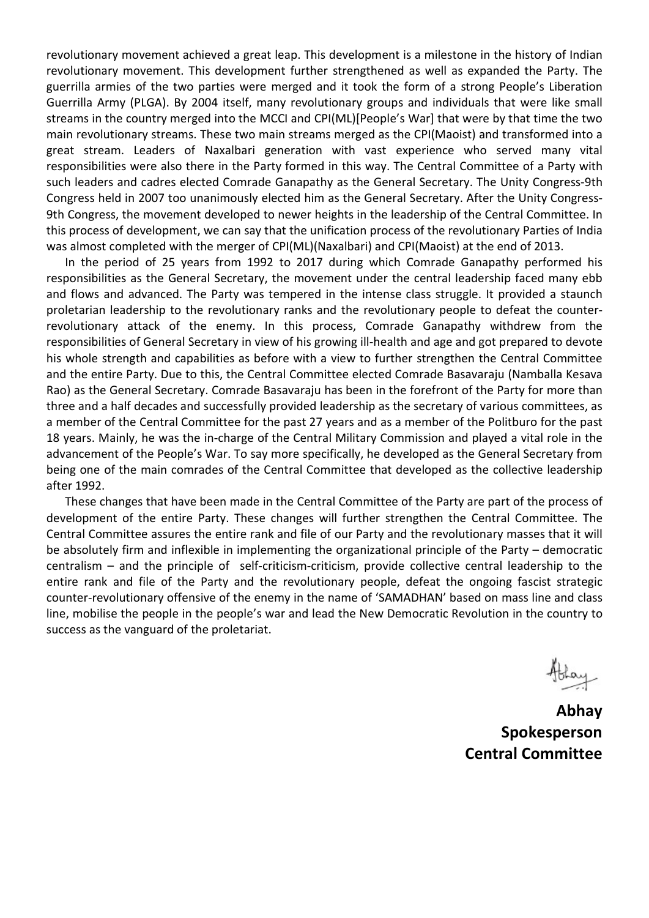revolutionary movement achieved a great leap. This development is a milestone in the history of Indian revolutionary movement. This development further strengthened as well as expanded the Party. The guerrilla armies of the two parties were merged and it took the form of a strong People's Liberation Guerrilla Army (PLGA). By 2004 itself, many revolutionary groups and individuals that were like small streams in the country merged into the MCCI and CPI(ML)[People's War] that were by that time the two main revolutionary streams. These two main streams merged as the CPI(Maoist) and transformed into a great stream. Leaders of Naxalbari generation with vast experience who served many vital responsibilities were also there in the Party formed in this way. The Central Committee of a Party with such leaders and cadres elected Comrade Ganapathy as the General Secretary. The Unity Congress-9th Congress held in 2007 too unanimously elected him as the General Secretary. After the Unity Congress-9th Congress, the movement developed to newer heights in the leadership of the Central Committee. In this process of development, we can say that the unification process of the revolutionary Parties of India was almost completed with the merger of CPI(ML)(Naxalbari) and CPI(Maoist) at the end of 2013.

In the period of 25 years from 1992 to 2017 during which Comrade Ganapathy performed his responsibilities as the General Secretary, the movement under the central leadership faced many ebb and flows and advanced. The Party was tempered in the intense class struggle. It provided a staunch proletarian leadership to the revolutionary ranks and the revolutionary people to defeat the counter-revolutionary attack of the enemy. In this process, Comrade Ganapathy withdrew from the responsibilities of General Secretary in view of his growing ill-health and age and got prepared to devote his whole strength and capabilities as before with a view to further strengthen the Central Committee and the entire Party. Due to this, the Central Committee elected Comrade Basavaraju (Namballa Kesava Rao) as the General Secretary. Comrade Basavaraju has been in the forefront of the Party for more than three and a half decades and successfully provided leadership as the secretary of various committees, as a member of the Central Committee for the past 27 years and as a member of the Politburo for the past 18 years. Mainly, he was the in-charge of the Central Military Commission and played a vital role in the advancement of the People's War. To say more specifically, he developed as the General Secretary from being one of the main comrades of the Central Committee that developed as the collective leadership after 1992.

These changes that have been made in the Central Committee of the Party are part of the process of development of the entire Party. These changes will further strengthen the Central Committee. The Central Committee assures the entire rank and file of our Party and the revolutionary masses that it will be absolutely firm and inflexible in implementing the organizational principle of the Party – democratic centralism – and the principle of self-criticism-criticism, provide collective central leadership to the entire rank and file of the Party and the revolutionary people, defeat the ongoing fascist strategic counter-revolutionary offensive of the enemy in the name of 'SAMADHAN' based on mass line and class line, mobilise the people in the people's war and lead the New Democratic Revolution in the country to success as the vanguard of the proletariat.

Abhay

**Abhay**
**Spokesperson**
**Central Committee**